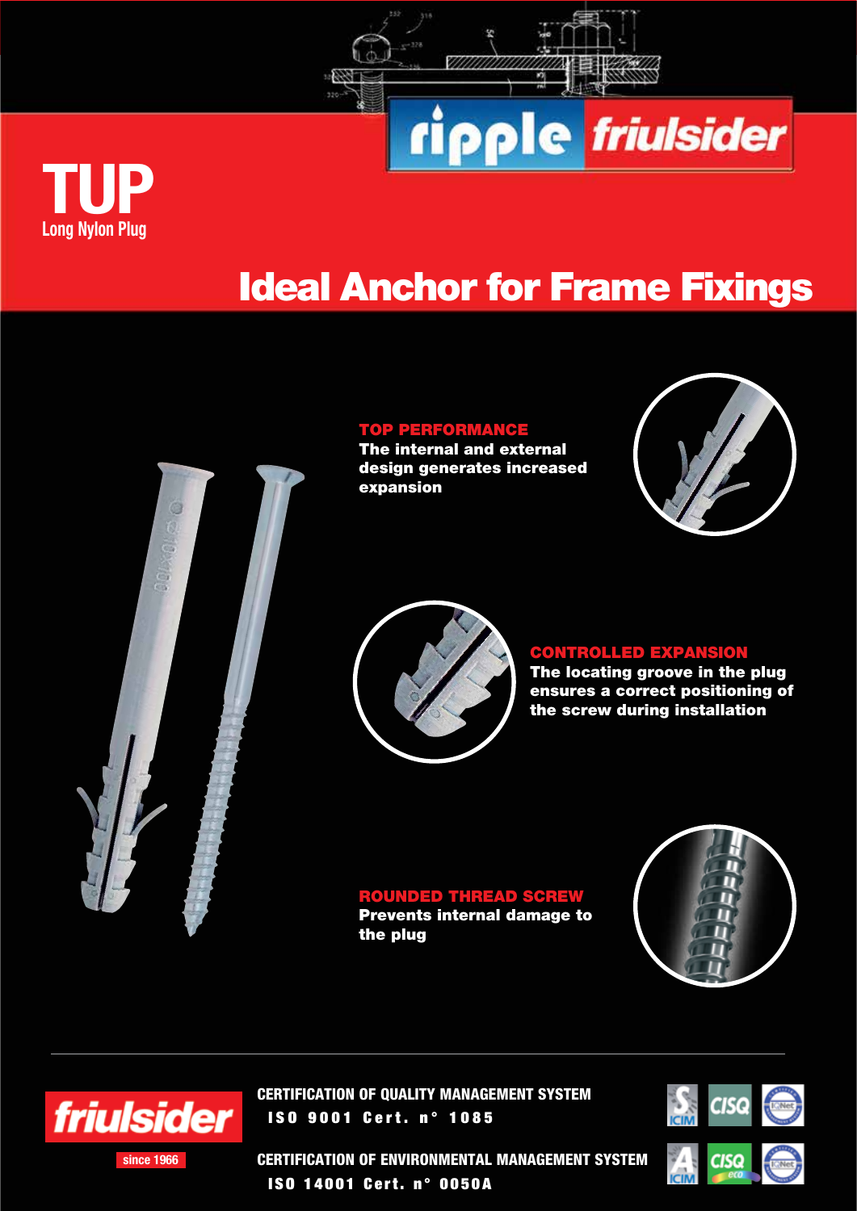ripple friulsider

# TUP

Long Nylon Plug

## Ideal Anchor for Frame Fixings

**TOP PERFORMANCE**

**The internal and external design generates increased expansion**

**CONTROLLED EXPANSION**

**The locating groove in the plug ensures a correct positioning of the screw during installation**

**ROUNDED THREAD SCREW**

**Prevents internal damage to the plug**

---

friulsider

since 1966

**CERTIFICATION OF QUALITY MANAGEMENT SYSTEM**
**ISO 9001 Cert. n° 1085**

**CERTIFICATION OF ENVIRONMENTAL MANAGEMENT SYSTEM**
**ISO 14001 Cert. n° 0050A**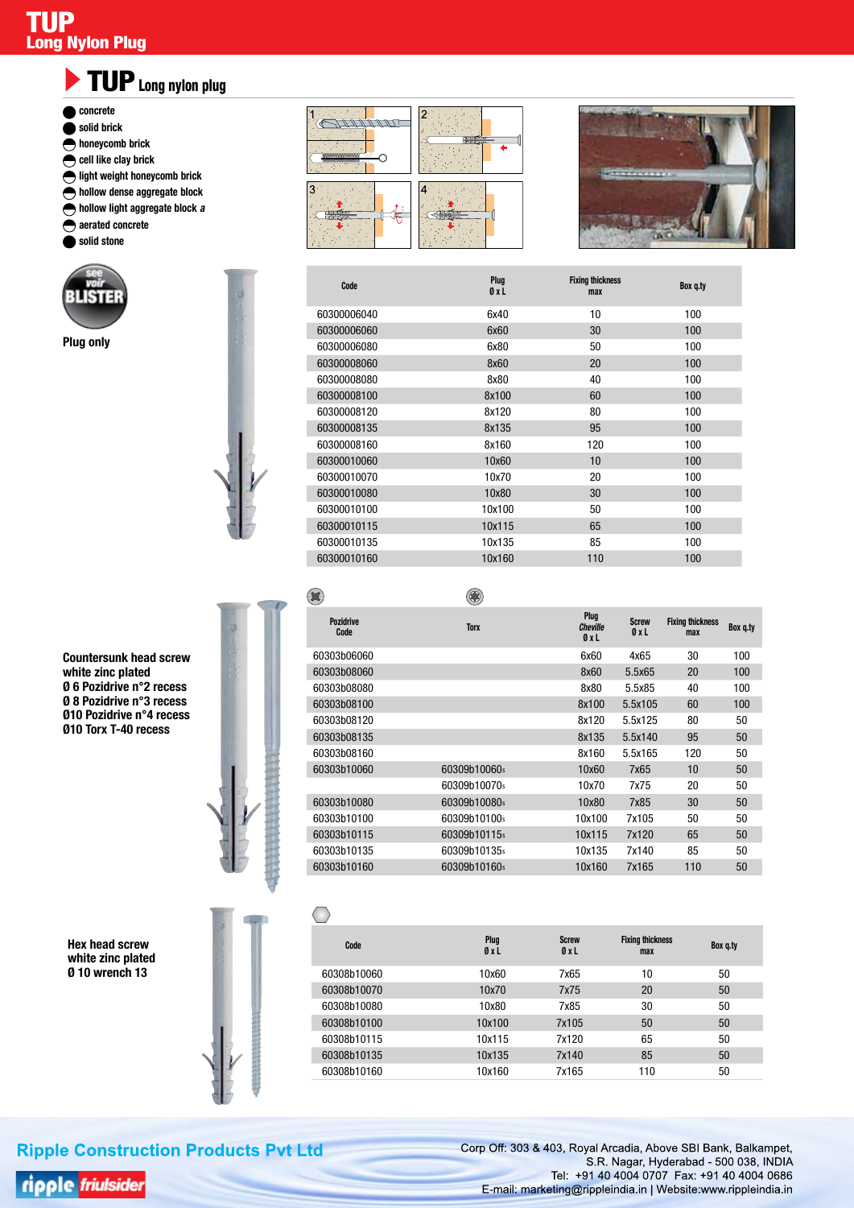# TUP Long nylon plug

- concrete
- solid brick
- honeycomb brick
- cell like clay brick
- light weight honeycomb brick
- hollow dense aggregate block
- hollow light aggregate block *a*
- aerated concrete
- solid stone

see voir BLISTER

**Plug only**

| Code | Plug Ø x L | Fixing thickness max | Box q.ty |
|---|---|---|---|
| 60300006040 | 6x40 | 10 | 100 |
| 60300006060 | 6x60 | 30 | 100 |
| 60300006080 | 6x80 | 50 | 100 |
| 60300008060 | 8x60 | 20 | 100 |
| 60300008080 | 8x80 | 40 | 100 |
| 60300008100 | 8x100 | 60 | 100 |
| 60300008120 | 8x120 | 80 | 100 |
| 60300008135 | 8x135 | 95 | 100 |
| 60300008160 | 8x160 | 120 | 100 |
| 60300010060 | 10x60 | 10 | 100 |
| 60300010070 | 10x70 | 20 | 100 |
| 60300010080 | 10x80 | 30 | 100 |
| 60300010100 | 10x100 | 50 | 100 |
| 60300010115 | 10x115 | 65 | 100 |
| 60300010135 | 10x135 | 85 | 100 |
| 60300010160 | 10x160 | 110 | 100 |

**Countersunk head screw white zinc plated**
**Ø 6 Pozidrive n°2 recess**
**Ø 8 Pozidrive n°3 recess**
**Ø10 Pozidrive n°4 recess**
**Ø10 Torx T-40 recess**

| Pozidrive Code | Torx | Plug Cheville Ø x L | Screw Ø x L | Fixing thickness max | Box q.ty |
|---|---|---|---|---|---|
| 60303b06060 | | 6x60 | 4x65 | 30 | 100 |
| 60303b08060 | | 8x60 | 5.5x65 | 20 | 100 |
| 60303b08080 | | 8x80 | 5.5x85 | 40 | 100 |
| 60303b08100 | | 8x100 | 5.5x105 | 60 | 100 |
| 60303b08120 | | 8x120 | 5.5x125 | 80 | 50 |
| 60303b08135 | | 8x135 | 5.5x140 | 95 | 50 |
| 60303b08160 | | 8x160 | 5.5x165 | 120 | 50 |
| 60303b10060 | 60309b10060s | 10x60 | 7x65 | 10 | 50 |
| | 60309b10070s | 10x70 | 7x75 | 20 | 50 |
| 60303b10080 | 60309b10080s | 10x80 | 7x85 | 30 | 50 |
| 60303b10100 | 60309b10100s | 10x100 | 7x105 | 50 | 50 |
| 60303b10115 | 60309b10115s | 10x115 | 7x120 | 65 | 50 |
| 60303b10135 | 60309b10135s | 10x135 | 7x140 | 85 | 50 |
| 60303b10160 | 60309b10160s | 10x160 | 7x165 | 110 | 50 |

**Hex head screw white zinc plated**
**Ø 10 wrench 13**

| Code | Plug Ø x L | Screw Ø x L | Fixing thickness max | Box q.ty |
|---|---|---|---|---|
| 60308b10060 | 10x60 | 7x65 | 10 | 50 |
| 60308b10070 | 10x70 | 7x75 | 20 | 50 |
| 60308b10080 | 10x80 | 7x85 | 30 | 50 |
| 60308b10100 | 10x100 | 7x105 | 50 | 50 |
| 60308b10115 | 10x115 | 7x120 | 65 | 50 |
| 60308b10135 | 10x135 | 7x140 | 85 | 50 |
| 60308b10160 | 10x160 | 7x165 | 110 | 50 |

**Ripple Construction Products Pvt Ltd**

Corp Off: 303 & 403, Royal Arcadia, Above SBI Bank, Balkampet, S.R. Nagar, Hyderabad - 500 038, INDIA
Tel: +91 40 4004 0707 Fax: +91 40 4004 0686
E-mail: marketing@rippleindia.in | Website:www.rippleindia.in